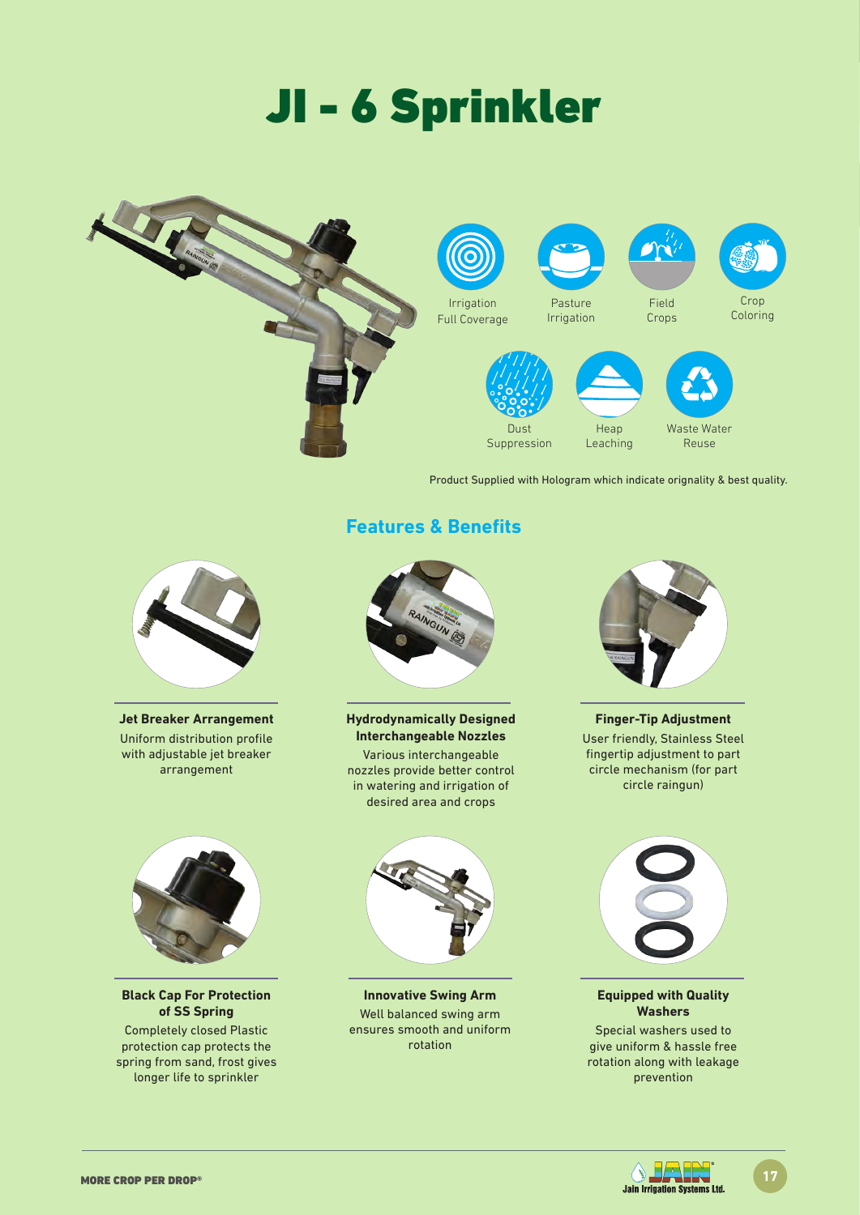# JI - 6 Sprinkler

Irrigation Full Coverage

Pasture Irrigation

Field Crops

Crop Coloring

Dust Suppression

Heap Leaching

Waste Water Reuse

Product Supplied with Hologram which indicate orignality & best quality.

## Features & Benefits

**Jet Breaker Arrangement**

Uniform distribution profile with adjustable jet breaker arrangement

**Hydrodynamically Designed Interchangeable Nozzles**

Various interchangeable nozzles provide better control in watering and irrigation of desired area and crops

**Finger-Tip Adjustment**

User friendly, Stainless Steel fingertip adjustment to part circle mechanism (for part circle raingun)

**Black Cap For Protection of SS Spring**

Completely closed Plastic protection cap protects the spring from sand, frost gives longer life to sprinkler

**Innovative Swing Arm**

Well balanced swing arm ensures smooth and uniform rotation

**Equipped with Quality Washers**

Special washers used to give uniform & hassle free rotation along with leakage prevention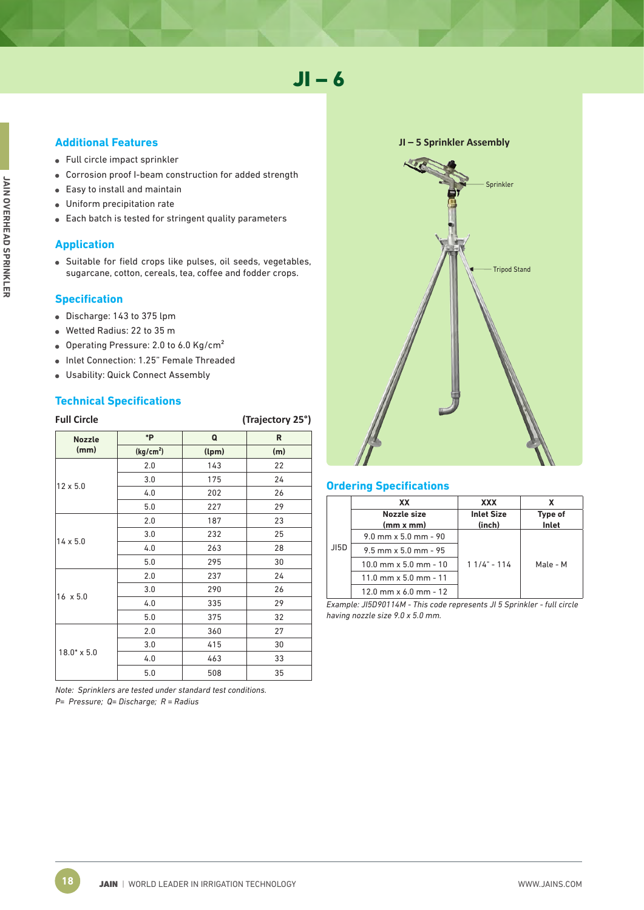# JI – 6

## Additional Features

- Full circle impact sprinkler
- Corrosion proof I-beam construction for added strength
- Easy to install and maintain
- Uniform precipitation rate
- Each batch is tested for stringent quality parameters

## Application

- Suitable for field crops like pulses, oil seeds, vegetables, sugarcane, cotton, cereals, tea, coffee and fodder crops.

## Specification

- Discharge: 143 to 375 lpm
- Wetted Radius: 22 to 35 m
- Operating Pressure: 2.0 to 6.0 Kg/cm$^2$
- Inlet Connection: 1.25" Female Threaded
- Usability: Quick Connect Assembly

## Technical Specifications

**Full Circle** **(Trajectory 25°)**

| Nozzle (mm) | *P (kg/cm$^2$) | Q (lpm) | R (m) |
|---|---|---|---|
| 12 x 5.0 | 2.0 | 143 | 22 |
| | 3.0 | 175 | 24 |
| | 4.0 | 202 | 26 |
| | 5.0 | 227 | 29 |
| 14 x 5.0 | 2.0 | 187 | 23 |
| | 3.0 | 232 | 25 |
| | 4.0 | 263 | 28 |
| | 5.0 | 295 | 30 |
| 16 x 5.0 | 2.0 | 237 | 24 |
| | 3.0 | 290 | 26 |
| | 4.0 | 335 | 29 |
| | 5.0 | 375 | 32 |
| 18.0* x 5.0 | 2.0 | 360 | 27 |
| | 3.0 | 415 | 30 |
| | 4.0 | 463 | 33 |
| | 5.0 | 508 | 35 |

*Note: Sprinklers are tested under standard test conditions.*
*P= Pressure; Q= Discharge; R = Radius*

**JI – 5 Sprinkler Assembly**

Sprinkler

Tripod Stand

## Ordering Specifications

| | XX Nozzle size (mm x mm) | XXX Inlet Size (inch) | X Type of Inlet |
|---|---|---|---|
| JI5D | 9.0 mm x 5.0 mm - 90 | 1 1/4" - 114 | Male - M |
| | 9.5 mm x 5.0 mm - 95 | | |
| | 10.0 mm x 5.0 mm - 10 | | |
| | 11.0 mm x 5.0 mm - 11 | | |
| | 12.0 mm x 6.0 mm - 12 | | |

*Example: JI5D90114M - This code represents JI 5 Sprinkler - full circle having nozzle size 9.0 x 5.0 mm.*